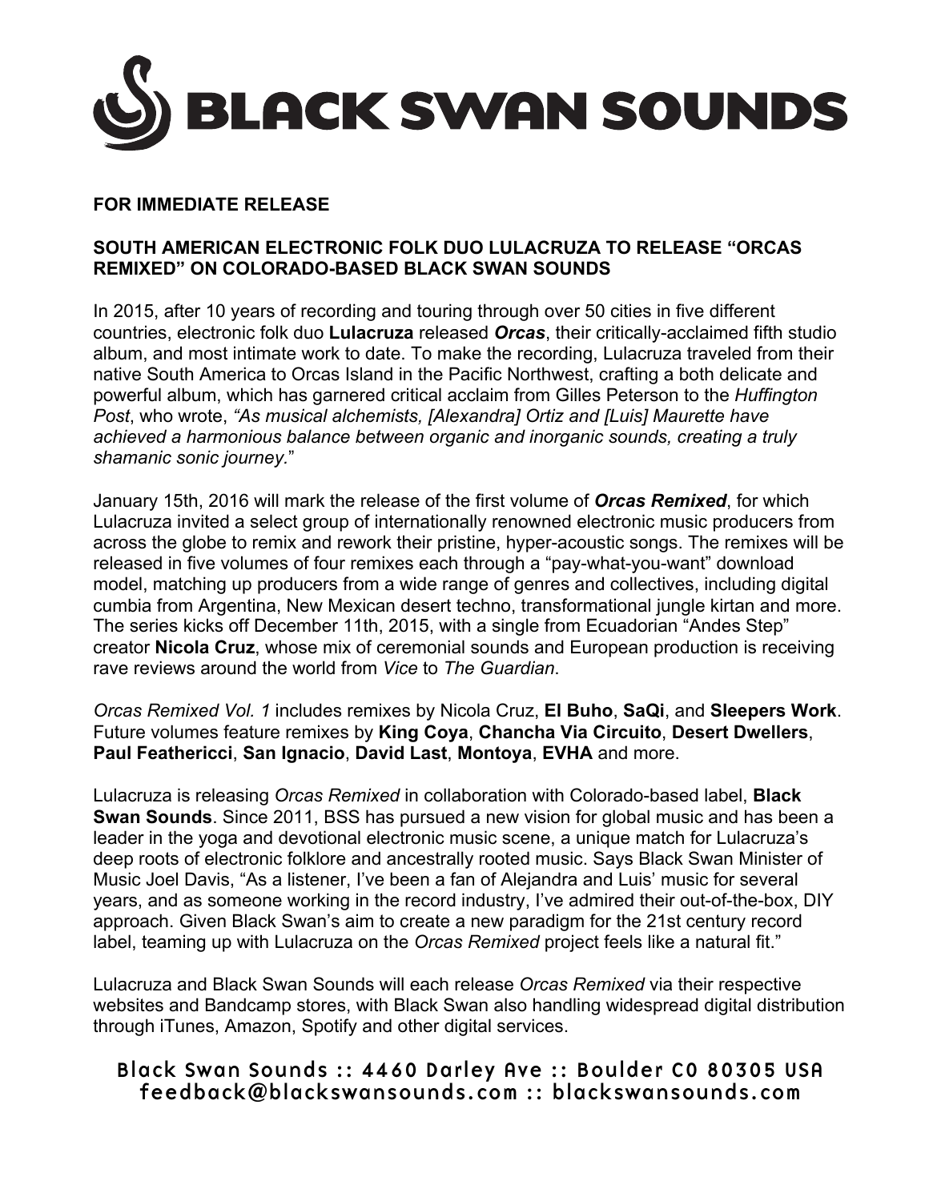# BLACK SWAN SOUNDS

**FOR IMMEDIATE RELEASE**

**SOUTH AMERICAN ELECTRONIC FOLK DUO LULACRUZA TO RELEASE "ORCAS REMIXED" ON COLORADO-BASED BLACK SWAN SOUNDS**

In 2015, after 10 years of recording and touring through over 50 cities in five different countries, electronic folk duo **Lulacruza** released ***Orcas***, their critically-acclaimed fifth studio album, and most intimate work to date. To make the recording, Lulacruza traveled from their native South America to Orcas Island in the Pacific Northwest, crafting a both delicate and powerful album, which has garnered critical acclaim from Gilles Peterson to the *Huffington Post*, who wrote, *"As musical alchemists, [Alexandra] Ortiz and [Luis] Maurette have achieved a harmonious balance between organic and inorganic sounds, creating a truly shamanic sonic journey.*"

January 15th, 2016 will mark the release of the first volume of ***Orcas Remixed***, for which Lulacruza invited a select group of internationally renowned electronic music producers from across the globe to remix and rework their pristine, hyper-acoustic songs. The remixes will be released in five volumes of four remixes each through a "pay-what-you-want" download model, matching up producers from a wide range of genres and collectives, including digital cumbia from Argentina, New Mexican desert techno, transformational jungle kirtan and more. The series kicks off December 11th, 2015, with a single from Ecuadorian "Andes Step" creator **Nicola Cruz**, whose mix of ceremonial sounds and European production is receiving rave reviews around the world from *Vice* to *The Guardian*.

*Orcas Remixed Vol. 1* includes remixes by Nicola Cruz, **El Buho**, **SaQi**, and **Sleepers Work**. Future volumes feature remixes by **King Coya**, **Chancha Via Circuito**, **Desert Dwellers**, **Paul Feathericci**, **San Ignacio**, **David Last**, **Montoya**, **EVHA** and more.

Lulacruza is releasing *Orcas Remixed* in collaboration with Colorado-based label, **Black Swan Sounds**. Since 2011, BSS has pursued a new vision for global music and has been a leader in the yoga and devotional electronic music scene, a unique match for Lulacruza's deep roots of electronic folklore and ancestrally rooted music. Says Black Swan Minister of Music Joel Davis, "As a listener, I've been a fan of Alejandra and Luis' music for several years, and as someone working in the record industry, I've admired their out-of-the-box, DIY approach. Given Black Swan's aim to create a new paradigm for the 21st century record label, teaming up with Lulacruza on the *Orcas Remixed* project feels like a natural fit."

Lulacruza and Black Swan Sounds will each release *Orcas Remixed* via their respective websites and Bandcamp stores, with Black Swan also handling widespread digital distribution through iTunes, Amazon, Spotify and other digital services.

Black Swan Sounds :: 4460 Darley Ave :: Boulder CO 80305 USA
feedback@blackswansounds.com :: blackswansounds.com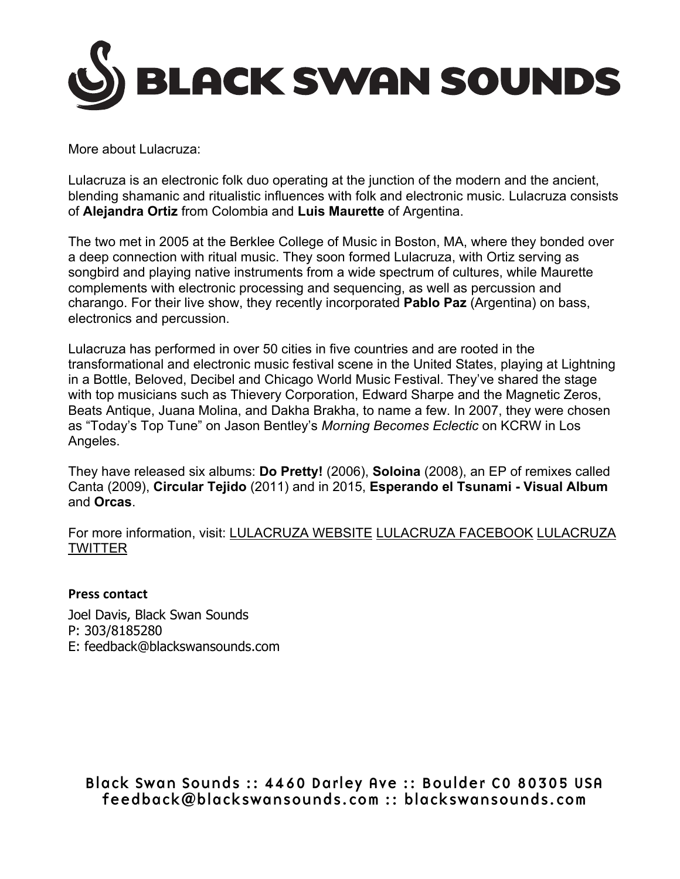# BLACK SWAN SOUNDS

More about Lulacruza:

Lulacruza is an electronic folk duo operating at the junction of the modern and the ancient, blending shamanic and ritualistic influences with folk and electronic music. Lulacruza consists of **Alejandra Ortiz** from Colombia and **Luis Maurette** of Argentina.

The two met in 2005 at the Berklee College of Music in Boston, MA, where they bonded over a deep connection with ritual music. They soon formed Lulacruza, with Ortiz serving as songbird and playing native instruments from a wide spectrum of cultures, while Maurette complements with electronic processing and sequencing, as well as percussion and charango. For their live show, they recently incorporated **Pablo Paz** (Argentina) on bass, electronics and percussion.

Lulacruza has performed in over 50 cities in five countries and are rooted in the transformational and electronic music festival scene in the United States, playing at Lightning in a Bottle, Beloved, Decibel and Chicago World Music Festival. They've shared the stage with top musicians such as Thievery Corporation, Edward Sharpe and the Magnetic Zeros, Beats Antique, Juana Molina, and Dakha Brakha, to name a few. In 2007, they were chosen as "Today's Top Tune" on Jason Bentley's *Morning Becomes Eclectic* on KCRW in Los Angeles.

They have released six albums: **Do Pretty!** (2006), **Soloina** (2008), an EP of remixes called Canta (2009), **Circular Tejido** (2011) and in 2015, **Esperando el Tsunami - Visual Album** and **Orcas**.

For more information, visit: LULACRUZA WEBSITE LULACRUZA FACEBOOK LULACRUZA TWITTER

**Press contact**

Joel Davis, Black Swan Sounds
P: 303/8185280
E: feedback@blackswansounds.com

Black Swan Sounds :: 4460 Darley Ave :: Boulder CO 80305 USA
feedback@blackswansounds.com :: blackswansounds.com